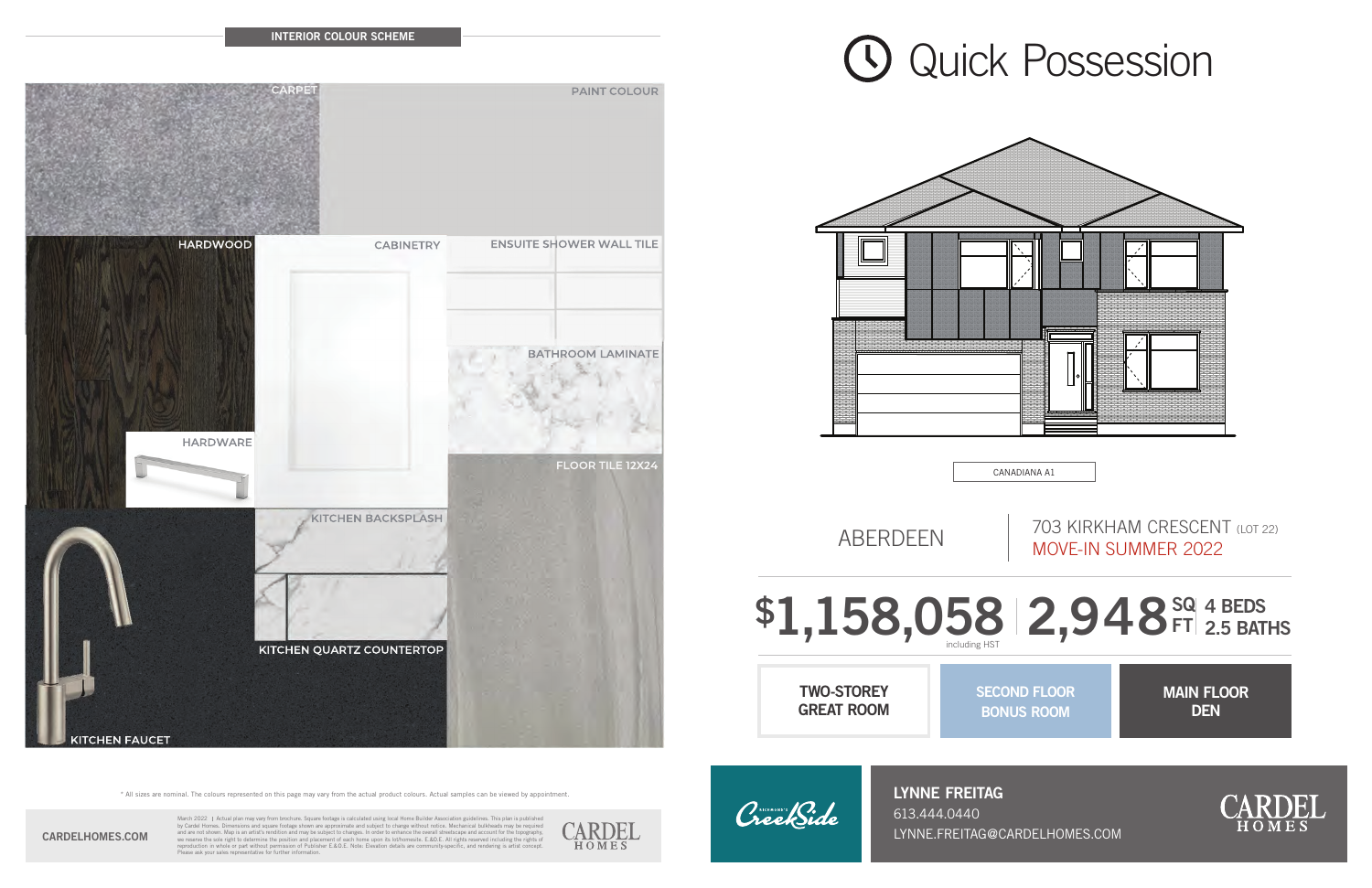## INTERIOR COLOUR SCHEME

CARPET

PAINT COLOUR

HARDWOOD

CABINETRY

ENSUITE SHOWER WALL TILE

BATHROOM LAMINATE

HARDWARE

FLOOR TILE 12X24

KITCHEN BACKSPLASH

KITCHEN QUARTZ COUNTERTOP

KITCHEN FAUCET

* All sizes are nominal. The colours represented on this page may vary from the actual product colours. Actual samples can be viewed by appointment.

CARDELHOMES.COM

March 2022 | Actual plan may vary from brochure. Square footage is calculated using local Home Builder Association guidelines. This plan is published by Cardel Homes. Dimensions and square footage shown are approximate and subject to change without notice. Mechanical bulkheads may be required and are not shown. Map is an artist's rendition and may be subject to changes. In order to enhance the overall streetscape and account for the topography, we reserve the sole right to determine the position and placement of each home upon its lot/homesite. E.&O.E. All rights reserved including the rights of reproduction in whole or part without permission of Publisher E.&O.E. Note: Elevation details are community-specific, and rendering is artist concept. Please ask your sales representative for further information.

CARDEL HOMES

# Quick Possession

CANADIANA A1

## ABERDEEN

703 KIRKHAM CRESCENT (LOT 22)

MOVE-IN SUMMER 2022

**$1,158,058** including HST

**2,948 SQ FT**

**4 BEDS**

**2.5 BATHS**

**TWO-STOREY GREAT ROOM**

**SECOND FLOOR BONUS ROOM**

**MAIN FLOOR DEN**

Richmond's CreekSide

**LYNNE FREITAG**

613.444.0440

LYNNE.FREITAG@CARDELHOMES.COM

CARDEL HOMES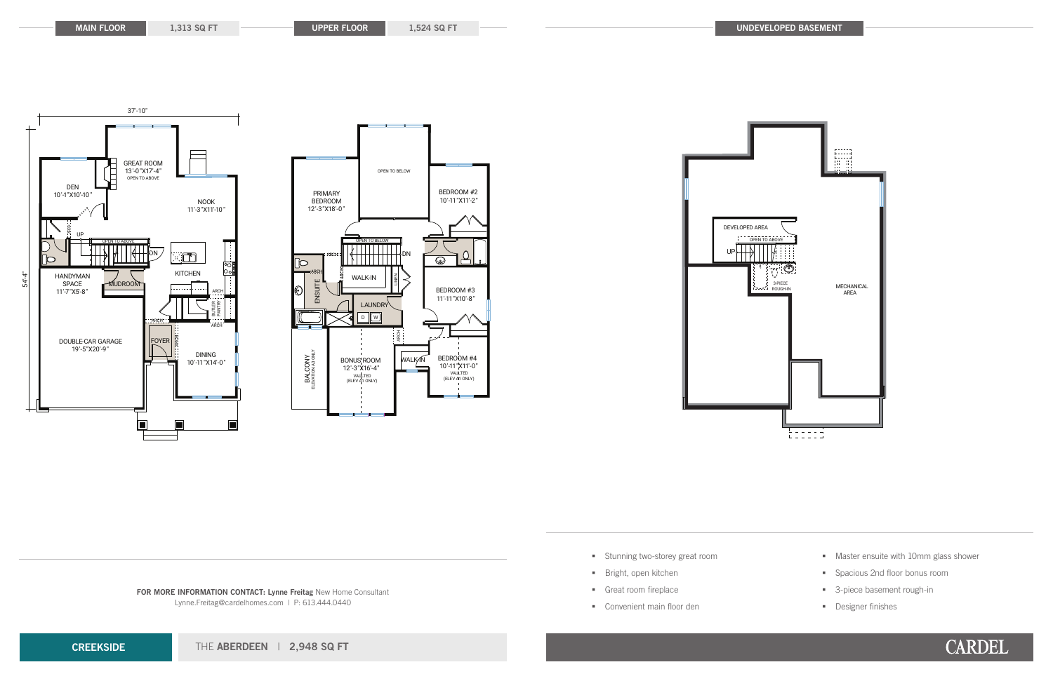## MAIN FLOOR 1,313 SQ FT

37'-10"

54'-4"

GREAT ROOM
13'-0"X17'-4"
OPEN TO ABOVE

DEN
10'-1"X10'-10"

NOOK
11'-3"X11'-10"

UP

OPEN TO ABOVE

DN

KITCHEN

HANDYMAN SPACE
11'-7"X5'-8"

MUDROOM

ARCH

BUTLER PANTRY

ARCH

ARCH

DOUBLE-CAR GARAGE
19'-5"X20'-9"

FOYER

DINING
10'-11"X14'-0"

## UPPER FLOOR 1,524 SQ FT

OPEN TO BELOW

PRIMARY BEDROOM
12'-3"X18'-0"

BEDROOM #2
10'-11"X11'-2"

OPEN TO BELOW

DN

WALK-IN

LINEN

ENSUITE

LAUNDRY

D W

BEDROOM #3
11'-11"X10'-8"

BALCONY
ELEVATION A3 ONLY

BONUS ROOM
12'-3"X16'-4"
VAULTED
(ELEV A1 ONLY)

ARCH

WALK-IN

BEDROOM #4
10'-11"X11'-0"
VAULTED
(ELEV A1 ONLY)

## UNDEVELOPED BASEMENT

DEVELOPED AREA

OPEN TO ABOVE

UP

3-PIECE ROUGH-IN

MECHANICAL AREA

- Stunning two-storey great room
- Bright, open kitchen
- Great room fireplace
- Convenient main floor den
- Master ensuite with 10mm glass shower
- Spacious 2nd floor bonus room
- 3-piece basement rough-in
- Designer finishes

**FOR MORE INFORMATION CONTACT: Lynne Freitag** New Home Consultant
Lynne.Freitag@cardelhomes.com | P: 613.444.0440

**CREEKSIDE** THE **ABERDEEN** | **2,948 SQ FT**

CARDEL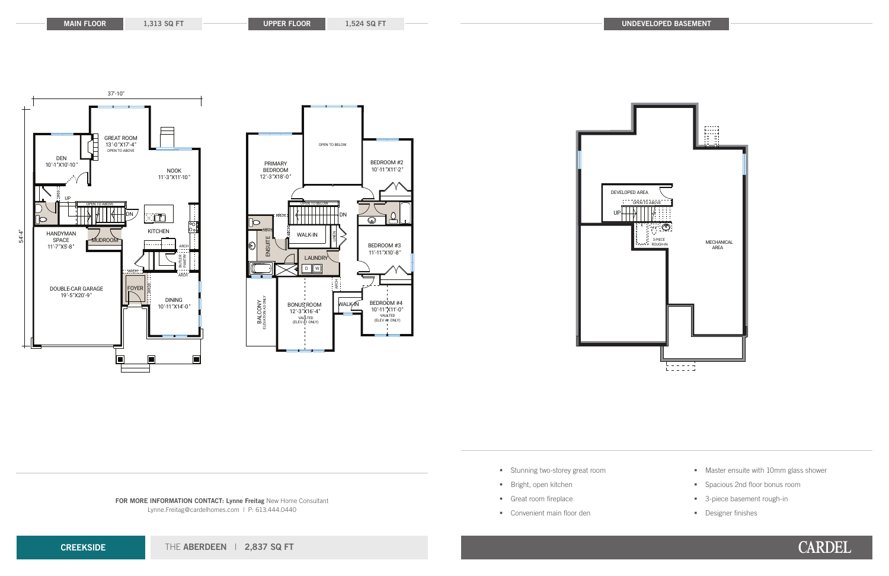**MAIN FLOOR** 1,313 SQ FT

**UPPER FLOOR** 1,524 SQ FT

**UNDEVELOPED BASEMENT**

37'-10"

54'-4"

GREAT ROOM
13'-0"X17'-4"
OPEN TO ABOVE

DEN
10'-1"X10'-10"

NOOK
11'-3"X11'-10"

UP

OPEN TO ABOVE

DN

KITCHEN

HANDYMAN SPACE
11'-7"X5'-8"

MUDROOM

ARCH

BUTLER PANTRY

ARCH

ARCH

DOUBLE-CAR GARAGE
19'-5"X20'-9"

FOYER

ARCH

DINING
10'-11"X14'-0"

OPEN TO BELOW

PRIMARY BEDROOM
12'-3"X18'-0"

BEDROOM #2
10'-11"X11'-2"

OPEN TO BELOW

DN

WALK-IN

LINEN

ENSUITE

LAUNDRY

D W

BEDROOM #3
11'-11"X10'-8"

ARCH

BALCONY
ELEVATION A3 ONLY

BONUS ROOM
12'-3"X16'-4"
VAULTED
(ELEV A1 ONLY)

WALK-IN

BEDROOM #4
10'-11"X11'-0"
VAULTED
(ELEV A1 ONLY)

DEVELOPED AREA

OPEN TO ABOVE

UP

3-PIECE ROUGH-IN

MECHANICAL AREA

- Stunning two-storey great room
- Bright, open kitchen
- Great room fireplace
- Convenient main floor den
- Master ensuite with 10mm glass shower
- Spacious 2nd floor bonus room
- 3-piece basement rough-in
- Designer finishes

**FOR MORE INFORMATION CONTACT: Lynne Freitag** New Home Consultant
Lynne.Freitag@cardelhomes.com | P: 613.444.0440

**CREEKSIDE** THE **ABERDEEN** | **2,837 SQ FT**

CARDEL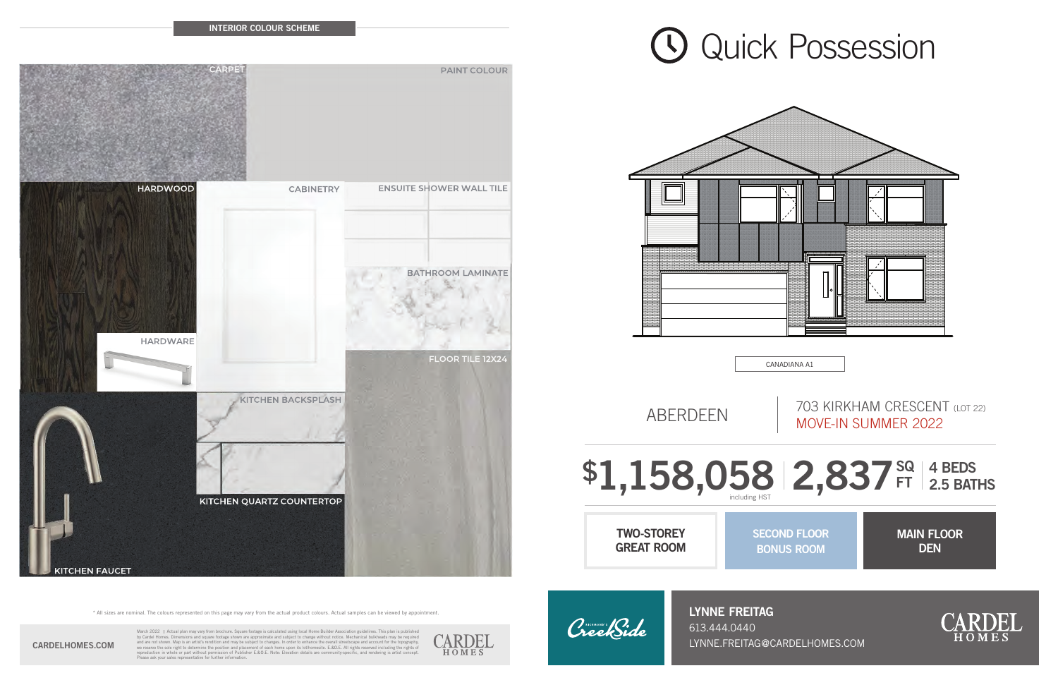## INTERIOR COLOUR SCHEME

CARPET

PAINT COLOUR

HARDWOOD

CABINETRY

ENSUITE SHOWER WALL TILE

BATHROOM LAMINATE

HARDWARE

FLOOR TILE 12X24

KITCHEN BACKSPLASH

KITCHEN QUARTZ COUNTERTOP

KITCHEN FAUCET

* All sizes are nominal. The colours represented on this page may vary from the actual product colours. Actual samples can be viewed by appointment.

CARDELHOMES.COM

March 2022 | Actual plan may vary from brochure. Square footage is calculated using local Home Builder Association guidelines. This plan is published by Cardel Homes. Dimensions and square footage shown are approximate and subject to change without notice. Mechanical bulkheads may be required and are not shown. Map is an artist's rendition and may be subject to changes. In order to enhance the overall streetscape and account for the topography, we reserve the sole right to determine the position and placement of each home upon its lot/homesite. E.&O.E. All rights reserved including the rights of reproduction in whole or part without permission of Publisher E.&O.E. Note: Elevation details are community-specific, and rendering is artist concept. Please ask your sales representative for further information.

CARDEL HOMES

# Quick Possession

CANADIANA A1

## ABERDEEN

703 KIRKHAM CRESCENT (LOT 22)

MOVE-IN SUMMER 2022

**$1,158,058** including HST | **2,837 SQ FT** | **4 BEDS 2.5 BATHS**

**TWO-STOREY GREAT ROOM**

**SECOND FLOOR BONUS ROOM**

**MAIN FLOOR DEN**

Richmond's CreekSide

**LYNNE FREITAG**

613.444.0440

LYNNE.FREITAG@CARDELHOMES.COM

CARDEL HOMES